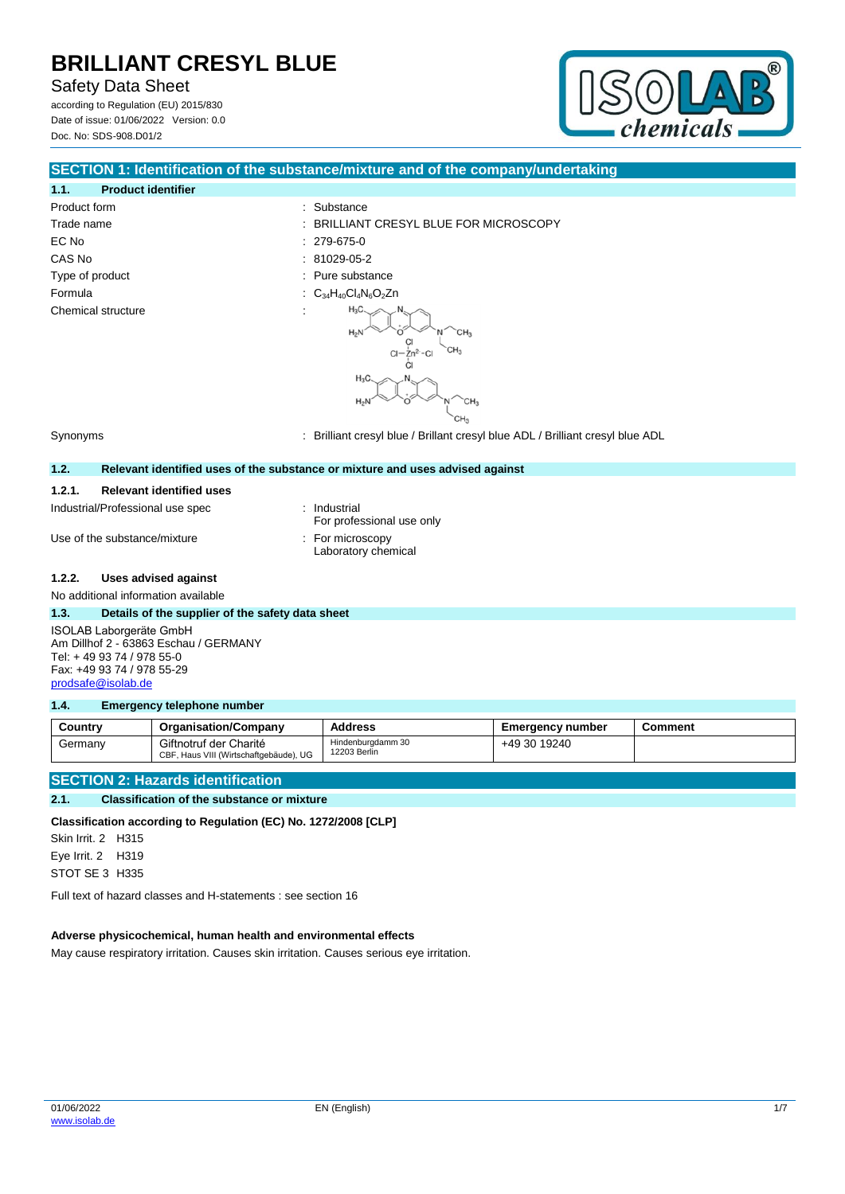# BRILLIANT CRESYL BLUE

Safety Data Sheet

according to Regulation (EU) 2015/830
Date of issue: 01/06/2022 Version: 0.0
Doc. No: SDS-908.D01/2

## SECTION 1: Identification of the substance/mixture and of the company/undertaking

### 1.1. Product identifier

| | |
|---|---|
| Product form | : Substance |
| Trade name | : BRILLIANT CRESYL BLUE FOR MICROSCOPY |
| EC No | : 279-675-0 |
| CAS No | : 81029-05-2 |
| Type of product | : Pure substance |
| Formula | : $C_{34}H_{40}Cl_4N_6O_2Zn$ |
| Chemical structure | : |
| Synonyms | : Brilliant cresyl blue / Brillant cresyl blue ADL / Brilliant cresyl blue ADL |

### 1.2. Relevant identified uses of the substance or mixture and uses advised against

#### 1.2.1. Relevant identified uses

| | |
|---|---|
| Industrial/Professional use spec | : Industrial<br>For professional use only |
| Use of the substance/mixture | : For microscopy<br>Laboratory chemical |

#### 1.2.2. Uses advised against

No additional information available

### 1.3. Details of the supplier of the safety data sheet

ISOLAB Laborgeräte GmbH
Am Dillhof 2 - 63863 Eschau / GERMANY
Tel: + 49 93 74 / 978 55-0
Fax: +49 93 74 / 978 55-29
prodsafe@isolab.de

### 1.4. Emergency telephone number

| Country | Organisation/Company | Address | Emergency number | Comment |
|---|---|---|---|---|
| Germany | Giftnotruf der Charité<br>CBF, Haus VIII (Wirtschaftgebäude), UG | Hindenburgdamm 30<br>12203 Berlin | +49 30 19240 | |

## SECTION 2: Hazards identification

### 2.1. Classification of the substance or mixture

**Classification according to Regulation (EC) No. 1272/2008 [CLP]**

Skin Irrit. 2 H315

Eye Irrit. 2 H319

STOT SE 3 H335

Full text of hazard classes and H-statements : see section 16

**Adverse physicochemical, human health and environmental effects**

May cause respiratory irritation. Causes skin irritation. Causes serious eye irritation.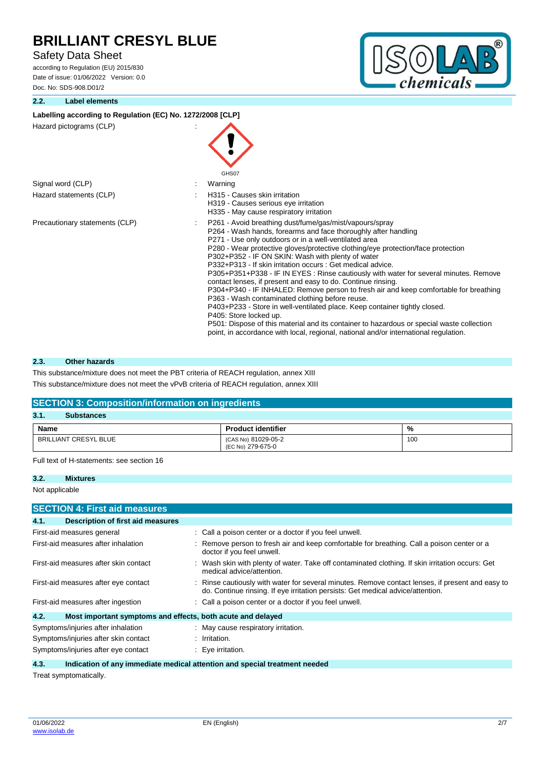### 2.2. Label elements

**Labelling according to Regulation (EC) No. 1272/2008 [CLP]**

Hazard pictograms (CLP) :

GHS07

Signal word (CLP) : Warning

Hazard statements (CLP) :
- H315 - Causes skin irritation
- H319 - Causes serious eye irritation
- H335 - May cause respiratory irritation

Precautionary statements (CLP) :
- P261 - Avoid breathing dust/fume/gas/mist/vapours/spray
- P264 - Wash hands, forearms and face thoroughly after handling
- P271 - Use only outdoors or in a well-ventilated area
- P280 - Wear protective gloves/protective clothing/eye protection/face protection
- P302+P352 - IF ON SKIN: Wash with plenty of water
- P332+P313 - If skin irritation occurs : Get medical advice.
- P305+P351+P338 - IF IN EYES : Rinse cautiously with water for several minutes. Remove contact lenses, if present and easy to do. Continue rinsing.
- P304+P340 - IF INHALED: Remove person to fresh air and keep comfortable for breathing
- P363 - Wash contaminated clothing before reuse.
- P403+P233 - Store in well-ventilated place. Keep container tightly closed.
- P405: Store locked up.
- P501: Dispose of this material and its container to hazardous or special waste collection point, in accordance with local, regional, national and/or international regulation.

### 2.3. Other hazards

This substance/mixture does not meet the PBT criteria of REACH regulation, annex XIII

This substance/mixture does not meet the vPvB criteria of REACH regulation, annex XIII

## SECTION 3: Composition/information on ingredients

### 3.1. Substances

| Name | Product identifier | % |
|---|---|---|
| BRILLIANT CRESYL BLUE | (CAS No) 81029-05-2<br>(EC No) 279-675-0 | 100 |

Full text of H-statements: see section 16

### 3.2. Mixtures

Not applicable

## SECTION 4: First aid measures

### 4.1. Description of first aid measures

First-aid measures general : Call a poison center or a doctor if you feel unwell.

First-aid measures after inhalation : Remove person to fresh air and keep comfortable for breathing. Call a poison center or a doctor if you feel unwell.

First-aid measures after skin contact : Wash skin with plenty of water. Take off contaminated clothing. If skin irritation occurs: Get medical advice/attention.

First-aid measures after eye contact : Rinse cautiously with water for several minutes. Remove contact lenses, if present and easy to do. Continue rinsing. If eye irritation persists: Get medical advice/attention.

First-aid measures after ingestion : Call a poison center or a doctor if you feel unwell.

### 4.2. Most important symptoms and effects, both acute and delayed

Symptoms/injuries after inhalation : May cause respiratory irritation.

Symptoms/injuries after skin contact : Irritation.

Symptoms/injuries after eye contact : Eye irritation.

### 4.3. Indication of any immediate medical attention and special treatment needed

Treat symptomatically.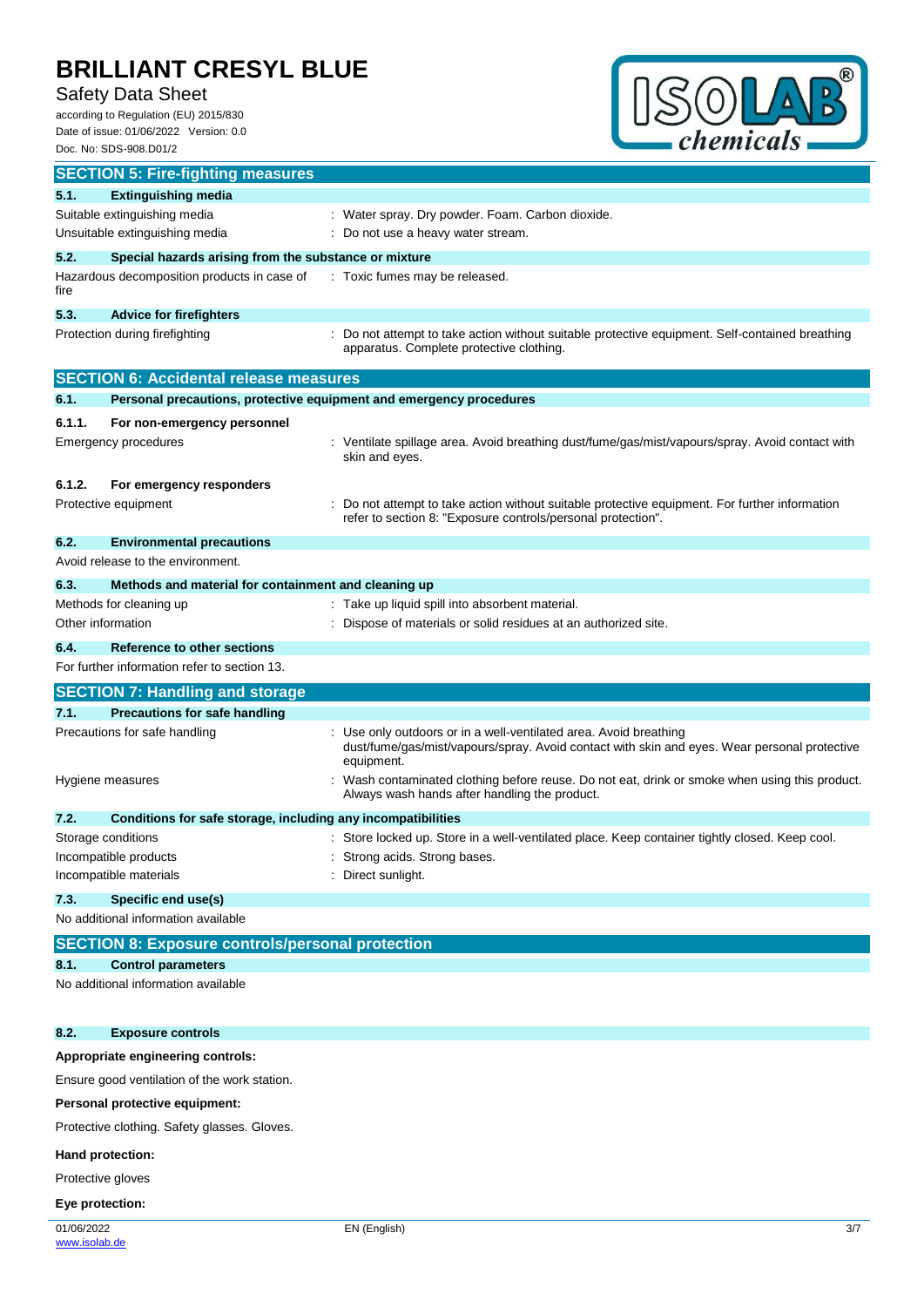## SECTION 5: Fire-fighting measures

### 5.1. Extinguishing media

| | |
|---|---|
| Suitable extinguishing media | : Water spray. Dry powder. Foam. Carbon dioxide. |
| Unsuitable extinguishing media | : Do not use a heavy water stream. |

### 5.2. Special hazards arising from the substance or mixture

| | |
|---|---|
| Hazardous decomposition products in case of fire | : Toxic fumes may be released. |

### 5.3. Advice for firefighters

| | |
|---|---|
| Protection during firefighting | : Do not attempt to take action without suitable protective equipment. Self-contained breathing apparatus. Complete protective clothing. |

## SECTION 6: Accidental release measures

### 6.1. Personal precautions, protective equipment and emergency procedures

#### 6.1.1. For non-emergency personnel

| | |
|---|---|
| Emergency procedures | : Ventilate spillage area. Avoid breathing dust/fume/gas/mist/vapours/spray. Avoid contact with skin and eyes. |

#### 6.1.2. For emergency responders

| | |
|---|---|
| Protective equipment | : Do not attempt to take action without suitable protective equipment. For further information refer to section 8: "Exposure controls/personal protection". |

### 6.2. Environmental precautions

Avoid release to the environment.

### 6.3. Methods and material for containment and cleaning up

| | |
|---|---|
| Methods for cleaning up | : Take up liquid spill into absorbent material. |
| Other information | : Dispose of materials or solid residues at an authorized site. |

### 6.4. Reference to other sections

For further information refer to section 13.

## SECTION 7: Handling and storage

### 7.1. Precautions for safe handling

| | |
|---|---|
| Precautions for safe handling | : Use only outdoors or in a well-ventilated area. Avoid breathing dust/fume/gas/mist/vapours/spray. Avoid contact with skin and eyes. Wear personal protective equipment. |
| Hygiene measures | : Wash contaminated clothing before reuse. Do not eat, drink or smoke when using this product. Always wash hands after handling the product. |

### 7.2. Conditions for safe storage, including any incompatibilities

| | |
|---|---|
| Storage conditions | : Store locked up. Store in a well-ventilated place. Keep container tightly closed. Keep cool. |
| Incompatible products | : Strong acids. Strong bases. |
| Incompatible materials | : Direct sunlight. |

### 7.3. Specific end use(s)

No additional information available

## SECTION 8: Exposure controls/personal protection

### 8.1. Control parameters

No additional information available

### 8.2. Exposure controls

**Appropriate engineering controls:**

Ensure good ventilation of the work station.

**Personal protective equipment:**

Protective clothing. Safety glasses. Gloves.

**Hand protection:**

Protective gloves

**Eye protection:**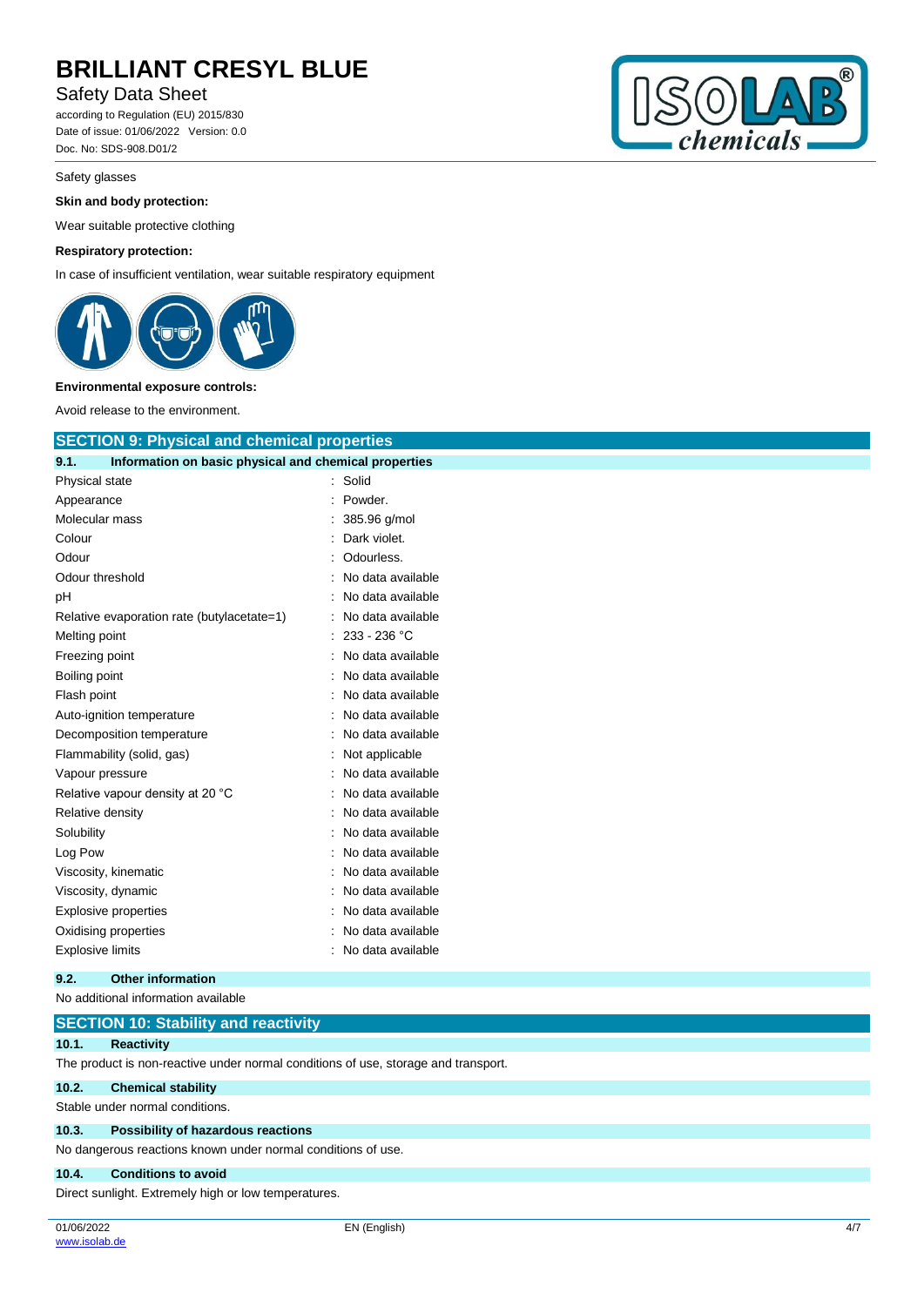Safety glasses

**Skin and body protection:**

Wear suitable protective clothing

**Respiratory protection:**

In case of insufficient ventilation, wear suitable respiratory equipment

**Environmental exposure controls:**

Avoid release to the environment.

## SECTION 9: Physical and chemical properties

### 9.1. Information on basic physical and chemical properties

| Property | Value |
|---|---|
| Physical state | Solid |
| Appearance | Powder. |
| Molecular mass | 385.96 g/mol |
| Colour | Dark violet. |
| Odour | Odourless. |
| Odour threshold | No data available |
| pH | No data available |
| Relative evaporation rate (butylacetate=1) | No data available |
| Melting point | 233 - 236 °C |
| Freezing point | No data available |
| Boiling point | No data available |
| Flash point | No data available |
| Auto-ignition temperature | No data available |
| Decomposition temperature | No data available |
| Flammability (solid, gas) | Not applicable |
| Vapour pressure | No data available |
| Relative vapour density at 20 °C | No data available |
| Relative density | No data available |
| Solubility | No data available |
| Log Pow | No data available |
| Viscosity, kinematic | No data available |
| Viscosity, dynamic | No data available |
| Explosive properties | No data available |
| Oxidising properties | No data available |
| Explosive limits | No data available |

### 9.2. Other information

No additional information available

## SECTION 10: Stability and reactivity

### 10.1. Reactivity

The product is non-reactive under normal conditions of use, storage and transport.

### 10.2. Chemical stability

Stable under normal conditions.

### 10.3. Possibility of hazardous reactions

No dangerous reactions known under normal conditions of use.

### 10.4. Conditions to avoid

Direct sunlight. Extremely high or low temperatures.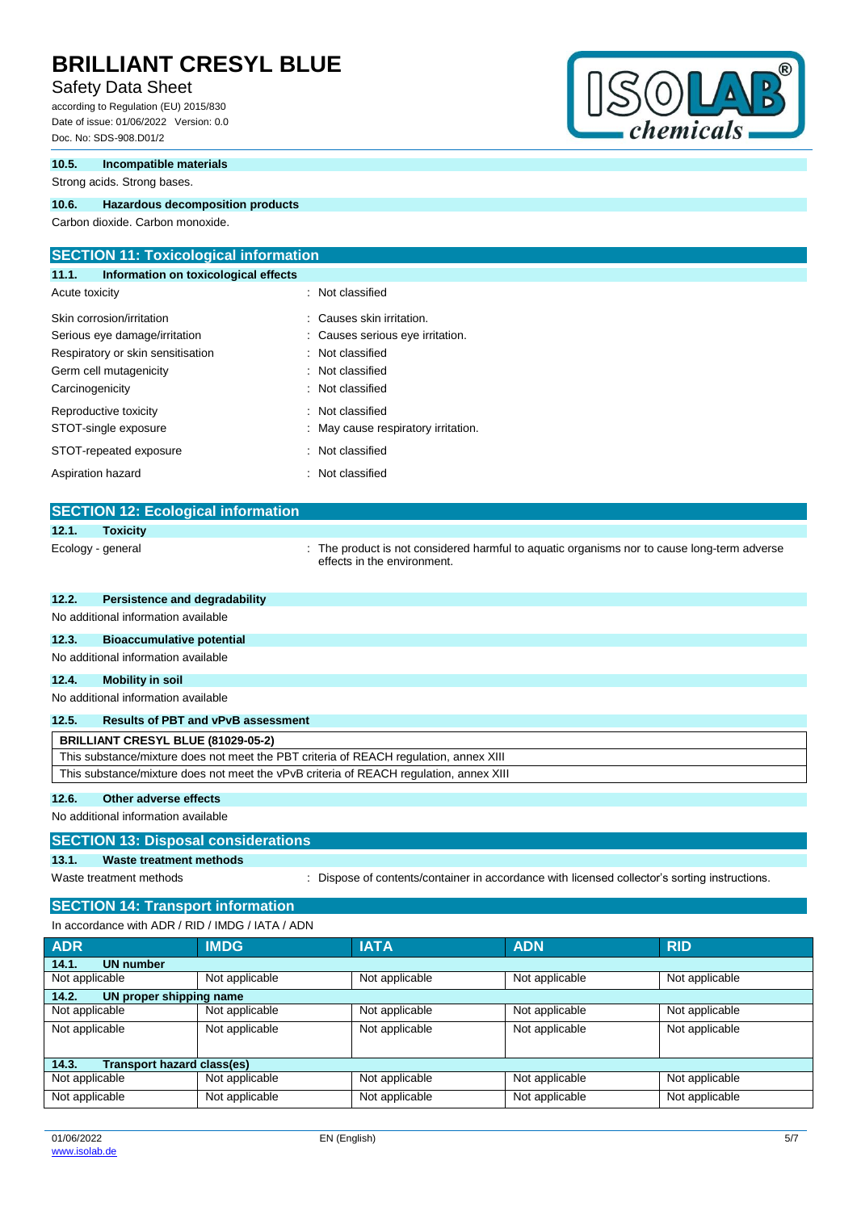#### 10.5. Incompatible materials

Strong acids. Strong bases.

#### 10.6. Hazardous decomposition products

Carbon dioxide. Carbon monoxide.

## SECTION 11: Toxicological information

### 11.1. Information on toxicological effects

| | |
|---|---|
| Acute toxicity | : Not classified |
| Skin corrosion/irritation | : Causes skin irritation. |
| Serious eye damage/irritation | : Causes serious eye irritation. |
| Respiratory or skin sensitisation | : Not classified |
| Germ cell mutagenicity | : Not classified |
| Carcinogenicity | : Not classified |
| Reproductive toxicity | : Not classified |
| STOT-single exposure | : May cause respiratory irritation. |
| STOT-repeated exposure | : Not classified |
| Aspiration hazard | : Not classified |

## SECTION 12: Ecological information

### 12.1. Toxicity

| | |
|---|---|
| Ecology - general | : The product is not considered harmful to aquatic organisms nor to cause long-term adverse effects in the environment. |

### 12.2. Persistence and degradability

No additional information available

### 12.3. Bioaccumulative potential

No additional information available

### 12.4. Mobility in soil

No additional information available

### 12.5. Results of PBT and vPvB assessment

| **BRILLIANT CRESYL BLUE (81029-05-2)** |
|---|
| This substance/mixture does not meet the PBT criteria of REACH regulation, annex XIII |
| This substance/mixture does not meet the vPvB criteria of REACH regulation, annex XIII |

### 12.6. Other adverse effects

No additional information available

## SECTION 13: Disposal considerations

### 13.1. Waste treatment methods

| | |
|---|---|
| Waste treatment methods | : Dispose of contents/container in accordance with licensed collector's sorting instructions. |

## SECTION 14: Transport information

In accordance with ADR / RID / IMDG / IATA / ADN

| ADR | IMDG | IATA | ADN | RID |
|---|---|---|---|---|
| **14.1. UN number** | | | | |
| Not applicable | Not applicable | Not applicable | Not applicable | Not applicable |
| **14.2. UN proper shipping name** | | | | |
| Not applicable | Not applicable | Not applicable | Not applicable | Not applicable |
| Not applicable | Not applicable | Not applicable | Not applicable | Not applicable |
| **14.3. Transport hazard class(es)** | | | | |
| Not applicable | Not applicable | Not applicable | Not applicable | Not applicable |
| Not applicable | Not applicable | Not applicable | Not applicable | Not applicable |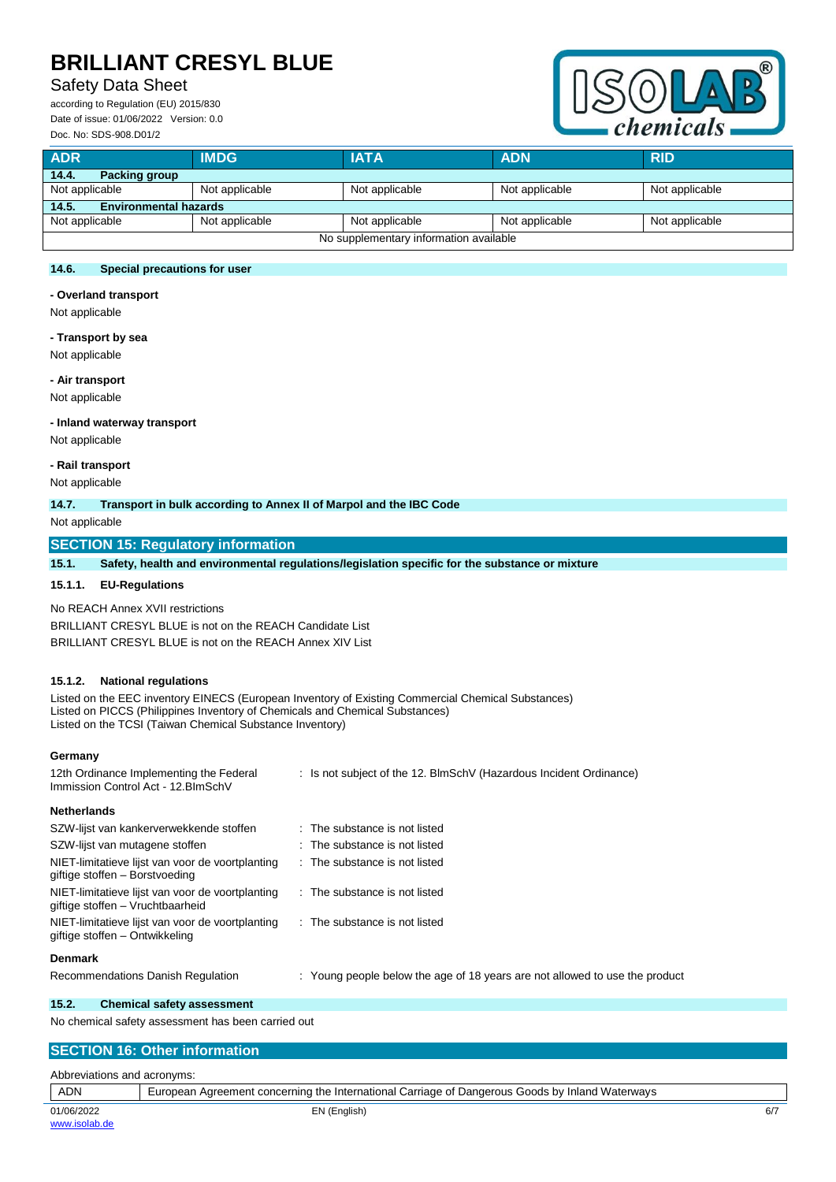| ADR | IMDG | IATA | ADN | RID |
|---|---|---|---|---|
| **14.4. Packing group** | | | | |
| Not applicable | Not applicable | Not applicable | Not applicable | Not applicable |
| **14.5. Environmental hazards** | | | | |
| Not applicable | Not applicable | Not applicable | Not applicable | Not applicable |
| No supplementary information available | | | | |

### 14.6. Special precautions for user

**- Overland transport**

Not applicable

**- Transport by sea**

Not applicable

**- Air transport**

Not applicable

**- Inland waterway transport**

Not applicable

**- Rail transport**

Not applicable

### 14.7. Transport in bulk according to Annex II of Marpol and the IBC Code

Not applicable

## SECTION 15: Regulatory information

### 15.1. Safety, health and environmental regulations/legislation specific for the substance or mixture

#### 15.1.1. EU-Regulations

No REACH Annex XVII restrictions

BRILLIANT CRESYL BLUE is not on the REACH Candidate List

BRILLIANT CRESYL BLUE is not on the REACH Annex XIV List

#### 15.1.2. National regulations

Listed on the EEC inventory EINECS (European Inventory of Existing Commercial Chemical Substances)
Listed on PICCS (Philippines Inventory of Chemicals and Chemical Substances)
Listed on the TCSI (Taiwan Chemical Substance Inventory)

**Germany**

| | |
|---|---|
| 12th Ordinance Implementing the Federal Immission Control Act - 12.BImSchV | : Is not subject of the 12. BlmSchV (Hazardous Incident Ordinance) |

**Netherlands**

| | |
|---|---|
| SZW-lijst van kankerverwekkende stoffen | : The substance is not listed |
| SZW-lijst van mutagene stoffen | : The substance is not listed |
| NIET-limitatieve lijst van voor de voortplanting giftige stoffen – Borstvoeding | : The substance is not listed |
| NIET-limitatieve lijst van voor de voortplanting giftige stoffen – Vruchtbaarheid | : The substance is not listed |
| NIET-limitatieve lijst van voor de voortplanting giftige stoffen – Ontwikkeling | : The substance is not listed |

**Denmark**

| | |
|---|---|
| Recommendations Danish Regulation | : Young people below the age of 18 years are not allowed to use the product |

### 15.2. Chemical safety assessment

No chemical safety assessment has been carried out

## SECTION 16: Other information

Abbreviations and acronyms:

| | |
|---|---|
| ADN | European Agreement concerning the International Carriage of Dangerous Goods by Inland Waterways |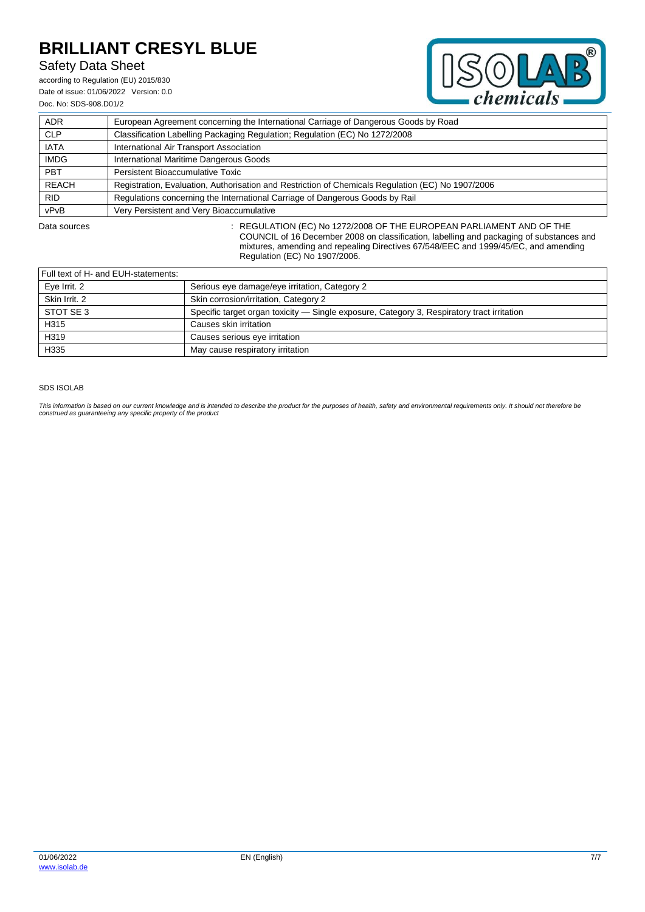| | |
|---|---|
| ADR | European Agreement concerning the International Carriage of Dangerous Goods by Road |
| CLP | Classification Labelling Packaging Regulation; Regulation (EC) No 1272/2008 |
| IATA | International Air Transport Association |
| IMDG | International Maritime Dangerous Goods |
| PBT | Persistent Bioaccumulative Toxic |
| REACH | Registration, Evaluation, Authorisation and Restriction of Chemicals Regulation (EC) No 1907/2006 |
| RID | Regulations concerning the International Carriage of Dangerous Goods by Rail |
| vPvB | Very Persistent and Very Bioaccumulative |

Data sources : REGULATION (EC) No 1272/2008 OF THE EUROPEAN PARLIAMENT AND OF THE COUNCIL of 16 December 2008 on classification, labelling and packaging of substances and mixtures, amending and repealing Directives 67/548/EEC and 1999/45/EC, and amending Regulation (EC) No 1907/2006.

| Full text of H- and EUH-statements: | |
|---|---|
| Eye Irrit. 2 | Serious eye damage/eye irritation, Category 2 |
| Skin Irrit. 2 | Skin corrosion/irritation, Category 2 |
| STOT SE 3 | Specific target organ toxicity — Single exposure, Category 3, Respiratory tract irritation |
| H315 | Causes skin irritation |
| H319 | Causes serious eye irritation |
| H335 | May cause respiratory irritation |

SDS ISOLAB

*This information is based on our current knowledge and is intended to describe the product for the purposes of health, safety and environmental requirements only. It should not therefore be construed as guaranteeing any specific property of the product*